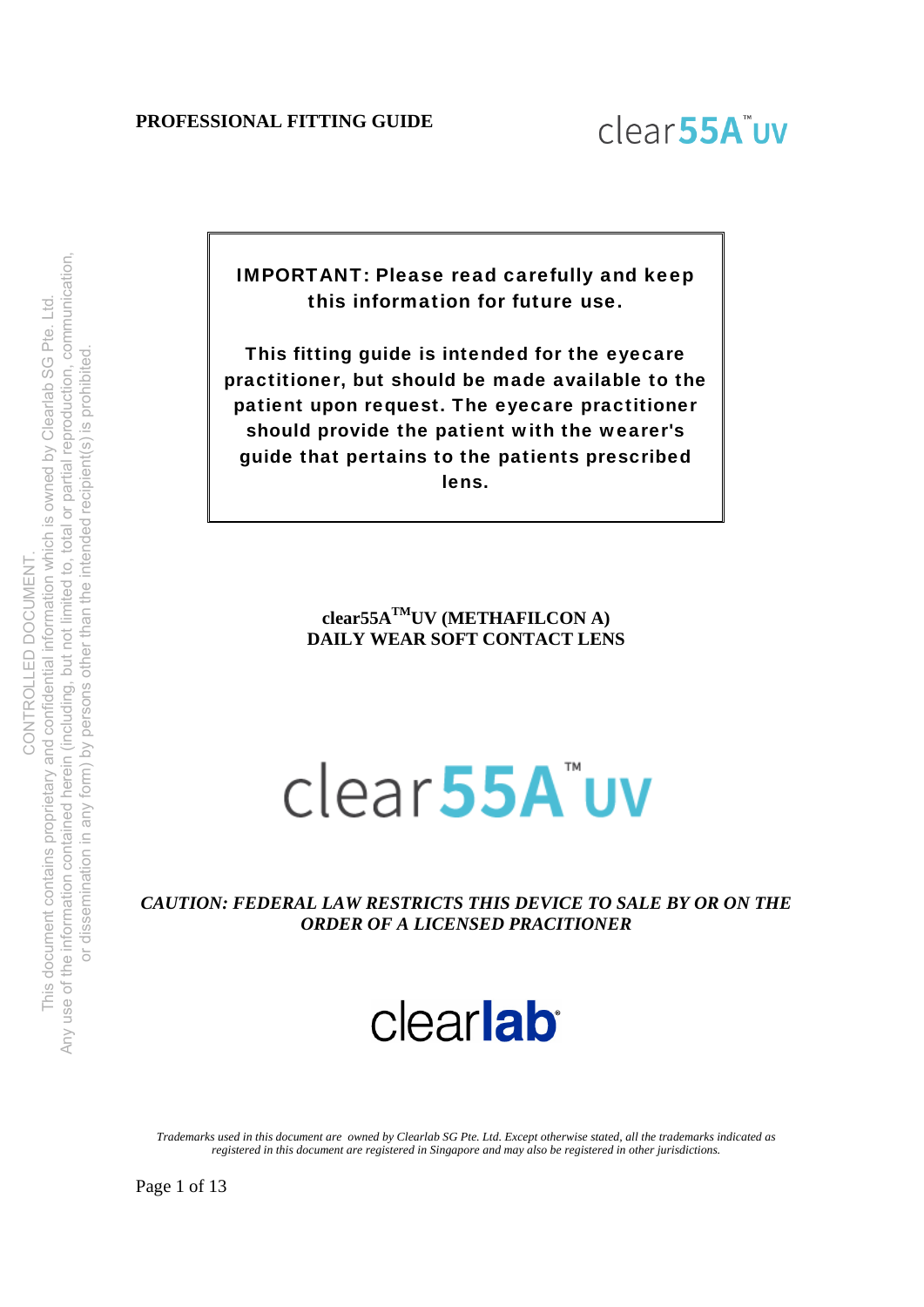**PROFESSIONAL FITTING GUIDE**

clear55A™ UV

CONTROLLED DOCUMENT.
This document contains proprietary and confidential information which is owned by Clearlab SG Pte. Ltd.
Any use of the information contained herein (including, but not limited to, total or partial reproduction, communication, or dissemination in any form) by persons other than the intended recipient(s) is prohibited.

**IMPORTANT: Please read carefully and keep this information for future use.**

**This fitting guide is intended for the eyecare practitioner, but should be made available to the patient upon request. The eyecare practitioner should provide the patient with the wearer's guide that pertains to the patients prescribed lens.**

**clear55A™UV (METHAFILCON A)**
**DAILY WEAR SOFT CONTACT LENS**

clear55A™ UV

***CAUTION: FEDERAL LAW RESTRICTS THIS DEVICE TO SALE BY OR ON THE ORDER OF A LICENSED PRACITIONER***

clearlab®

*Trademarks used in this document are owned by Clearlab SG Pte. Ltd. Except otherwise stated, all the trademarks indicated as registered in this document are registered in Singapore and may also be registered in other jurisdictions.*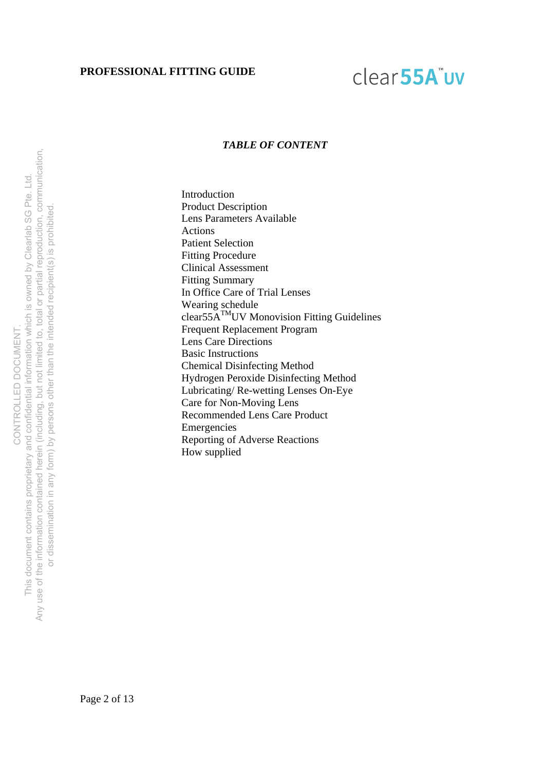# *TABLE OF CONTENT*

Introduction
Product Description
Lens Parameters Available
Actions
Patient Selection
Fitting Procedure
Clinical Assessment
Fitting Summary
In Office Care of Trial Lenses
Wearing schedule
clear55A™UV Monovision Fitting Guidelines
Frequent Replacement Program
Lens Care Directions
Basic Instructions
Chemical Disinfecting Method
Hydrogen Peroxide Disinfecting Method
Lubricating/ Re-wetting Lenses On-Eye
Care for Non-Moving Lens
Recommended Lens Care Product
Emergencies
Reporting of Adverse Reactions
How supplied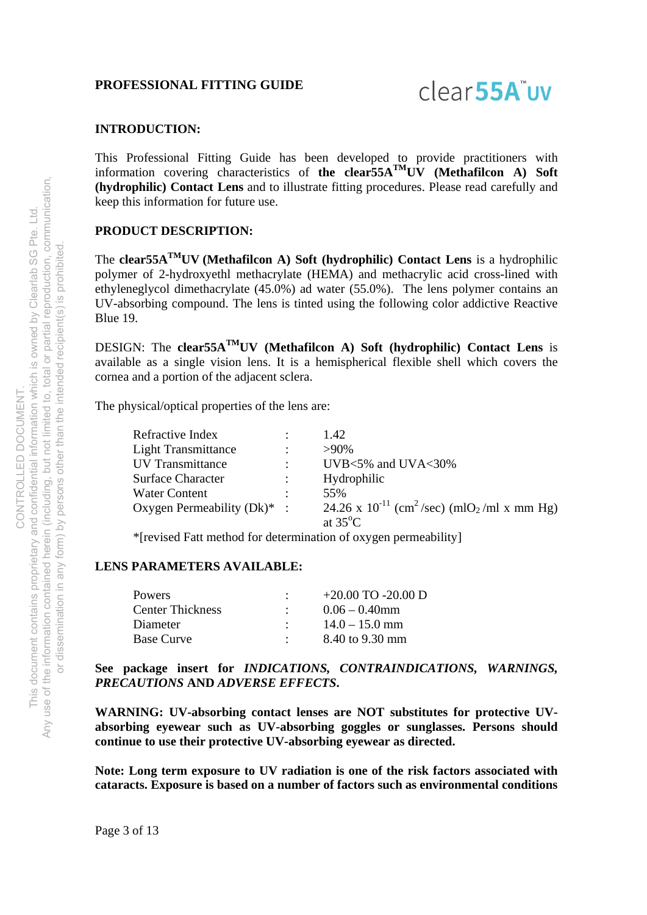**PROFESSIONAL FITTING GUIDE**

clear**55A**™ **UV**

## INTRODUCTION:

This Professional Fitting Guide has been developed to provide practitioners with information covering characteristics of **the clear55A™UV (Methafilcon A) Soft (hydrophilic) Contact Lens** and to illustrate fitting procedures. Please read carefully and keep this information for future use.

## PRODUCT DESCRIPTION:

The **clear55A™UV (Methafilcon A) Soft (hydrophilic) Contact Lens** is a hydrophilic polymer of 2-hydroxyethl methacrylate (HEMA) and methacrylic acid cross-lined with ethyleneglycol dimethacrylate (45.0%) ad water (55.0%). The lens polymer contains an UV-absorbing compound. The lens is tinted using the following color addictive Reactive Blue 19.

DESIGN: The **clear55A™UV (Methafilcon A) Soft (hydrophilic) Contact Lens** is available as a single vision lens. It is a hemispherical flexible shell which covers the cornea and a portion of the adjacent sclera.

The physical/optical properties of the lens are:

| | | |
|---|---|---|
| Refractive Index | : | 1.42 |
| Light Transmittance | : | >90% |
| UV Transmittance | : | UVB<5% and UVA<30% |
| Surface Character | : | Hydrophilic |
| Water Content | : | 55% |
| Oxygen Permeability (Dk)* | : | $24.26 \times 10^{-11}$ ($cm^2$/sec) ($mlO_2$/ml x mm Hg) at 35°C |

*[revised Fatt method for determination of oxygen permeability]

## LENS PARAMETERS AVAILABLE:

| | | |
|---|---|---|
| Powers | : | +20.00 TO -20.00 D |
| Center Thickness | : | 0.06 – 0.40mm |
| Diameter | : | 14.0 – 15.0 mm |
| Base Curve | : | 8.40 to 9.30 mm |

**See package insert for *INDICATIONS, CONTRAINDICATIONS, WARNINGS, PRECAUTIONS* AND *ADVERSE EFFECTS*.**

**WARNING: UV-absorbing contact lenses are NOT substitutes for protective UV-absorbing eyewear such as UV-absorbing goggles or sunglasses. Persons should continue to use their protective UV-absorbing eyewear as directed.**

**Note: Long term exposure to UV radiation is one of the risk factors associated with cataracts. Exposure is based on a number of factors such as environmental conditions**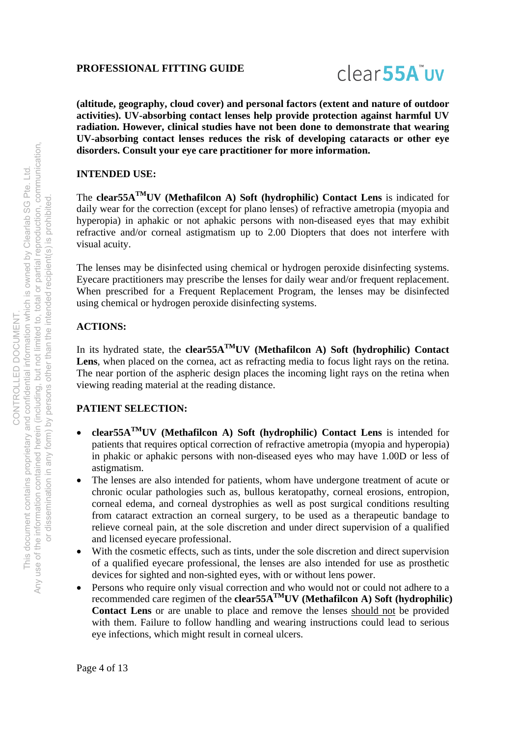**(altitude, geography, cloud cover) and personal factors (extent and nature of outdoor activities). UV-absorbing contact lenses help provide protection against harmful UV radiation. However, clinical studies have not been done to demonstrate that wearing UV-absorbing contact lenses reduces the risk of developing cataracts or other eye disorders. Consult your eye care practitioner for more information.**

## INTENDED USE:

The **clear55A™UV (Methafilcon A) Soft (hydrophilic) Contact Lens** is indicated for daily wear for the correction (except for plano lenses) of refractive ametropia (myopia and hyperopia) in aphakic or not aphakic persons with non-diseased eyes that may exhibit refractive and/or corneal astigmatism up to 2.00 Diopters that does not interfere with visual acuity.

The lenses may be disinfected using chemical or hydrogen peroxide disinfecting systems. Eyecare practitioners may prescribe the lenses for daily wear and/or frequent replacement. When prescribed for a Frequent Replacement Program, the lenses may be disinfected using chemical or hydrogen peroxide disinfecting systems.

## ACTIONS:

In its hydrated state, the **clear55A™UV (Methafilcon A) Soft (hydrophilic) Contact Lens**, when placed on the cornea, act as refracting media to focus light rays on the retina. The near portion of the aspheric design places the incoming light rays on the retina when viewing reading material at the reading distance.

## PATIENT SELECTION:

- **clear55A™UV (Methafilcon A) Soft (hydrophilic) Contact Lens** is intended for patients that requires optical correction of refractive ametropia (myopia and hyperopia) in phakic or aphakic persons with non-diseased eyes who may have 1.00D or less of astigmatism.
- The lenses are also intended for patients, whom have undergone treatment of acute or chronic ocular pathologies such as, bullous keratopathy, corneal erosions, entropion, corneal edema, and corneal dystrophies as well as post surgical conditions resulting from cataract extraction an corneal surgery, to be used as a therapeutic bandage to relieve corneal pain, at the sole discretion and under direct supervision of a qualified and licensed eyecare professional.
- With the cosmetic effects, such as tints, under the sole discretion and direct supervision of a qualified eyecare professional, the lenses are also intended for use as prosthetic devices for sighted and non-sighted eyes, with or without lens power.
- Persons who require only visual correction and who would not or could not adhere to a recommended care regimen of the **clear55A™UV (Methafilcon A) Soft (hydrophilic) Contact Lens** or are unable to place and remove the lenses should not be provided with them. Failure to follow handling and wearing instructions could lead to serious eye infections, which might result in corneal ulcers.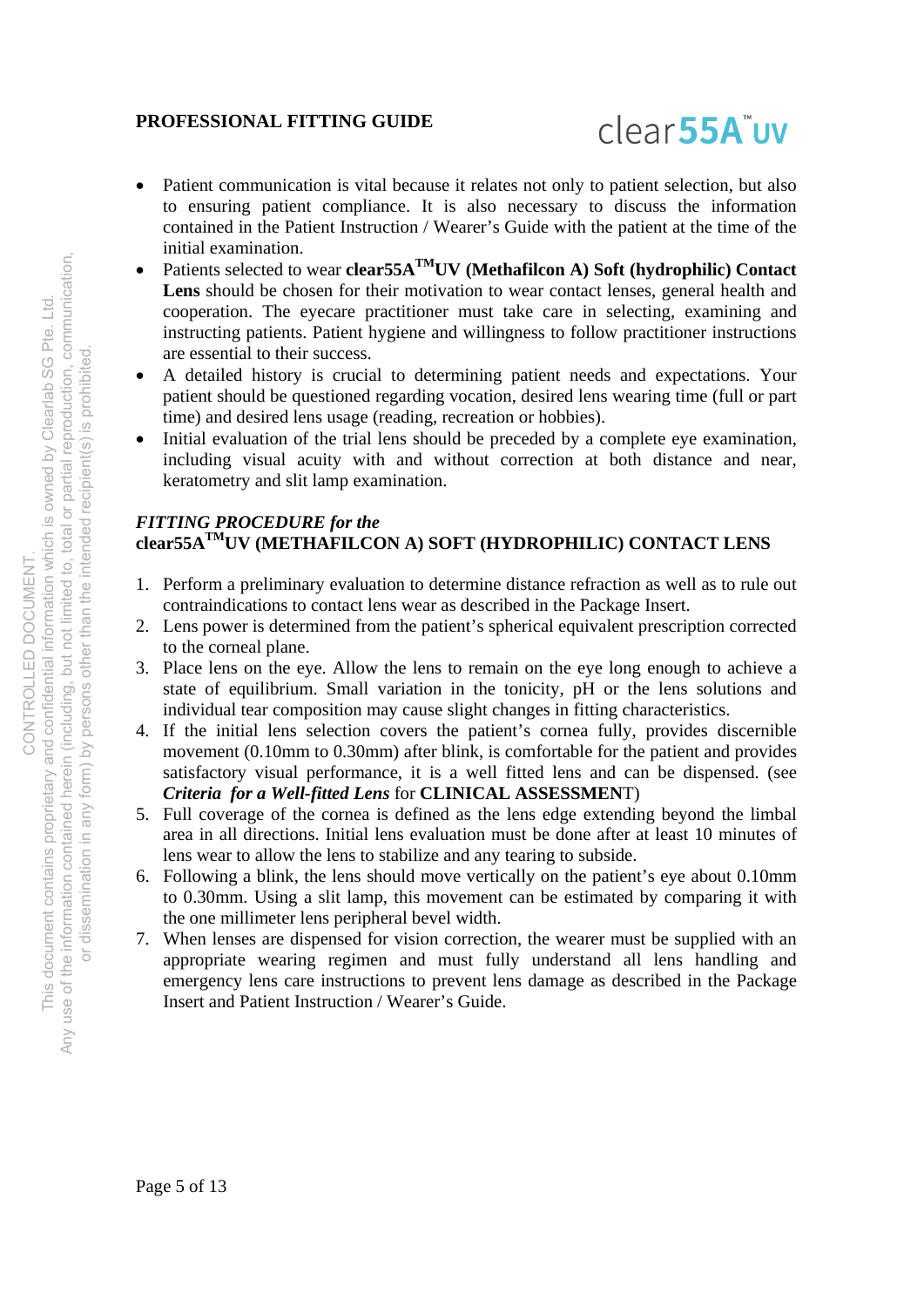- Patient communication is vital because it relates not only to patient selection, but also to ensuring patient compliance. It is also necessary to discuss the information contained in the Patient Instruction / Wearer's Guide with the patient at the time of the initial examination.
- Patients selected to wear **clear55A™UV (Methafilcon A) Soft (hydrophilic) Contact Lens** should be chosen for their motivation to wear contact lenses, general health and cooperation. The eyecare practitioner must take care in selecting, examining and instructing patients. Patient hygiene and willingness to follow practitioner instructions are essential to their success.
- A detailed history is crucial to determining patient needs and expectations. Your patient should be questioned regarding vocation, desired lens wearing time (full or part time) and desired lens usage (reading, recreation or hobbies).
- Initial evaluation of the trial lens should be preceded by a complete eye examination, including visual acuity with and without correction at both distance and near, keratometry and slit lamp examination.

### *FITTING PROCEDURE for the* clear55A™UV (METHAFILCON A) SOFT (HYDROPHILIC) CONTACT LENS

1. Perform a preliminary evaluation to determine distance refraction as well as to rule out contraindications to contact lens wear as described in the Package Insert.
2. Lens power is determined from the patient's spherical equivalent prescription corrected to the corneal plane.
3. Place lens on the eye. Allow the lens to remain on the eye long enough to achieve a state of equilibrium. Small variation in the tonicity, pH or the lens solutions and individual tear composition may cause slight changes in fitting characteristics.
4. If the initial lens selection covers the patient's cornea fully, provides discernible movement (0.10mm to 0.30mm) after blink, is comfortable for the patient and provides satisfactory visual performance, it is a well fitted lens and can be dispensed. (see ***Criteria for a Well-fitted Lens*** for **CLINICAL ASSESSMENT**)
5. Full coverage of the cornea is defined as the lens edge extending beyond the limbal area in all directions. Initial lens evaluation must be done after at least 10 minutes of lens wear to allow the lens to stabilize and any tearing to subside.
6. Following a blink, the lens should move vertically on the patient's eye about 0.10mm to 0.30mm. Using a slit lamp, this movement can be estimated by comparing it with the one millimeter lens peripheral bevel width.
7. When lenses are dispensed for vision correction, the wearer must be supplied with an appropriate wearing regimen and must fully understand all lens handling and emergency lens care instructions to prevent lens damage as described in the Package Insert and Patient Instruction / Wearer's Guide.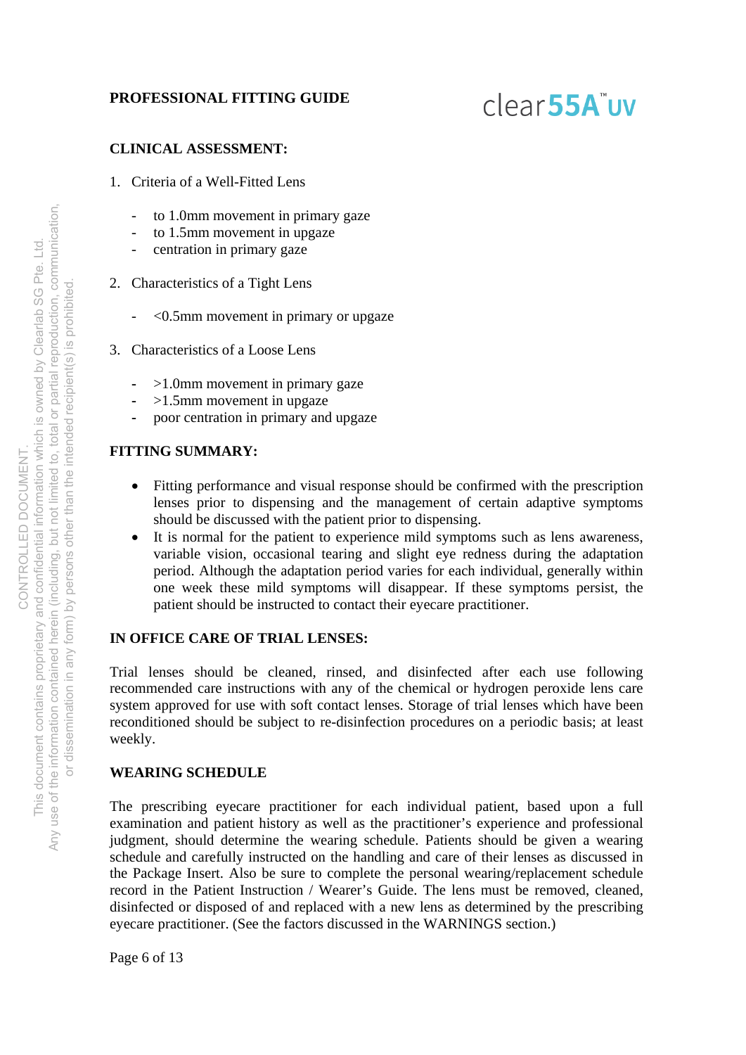**PROFESSIONAL FITTING GUIDE**

clear**55A**™ **UV**

**CLINICAL ASSESSMENT:**

1. Criteria of a Well-Fitted Lens

   - to 1.0mm movement in primary gaze
   - to 1.5mm movement in upgaze
   - centration in primary gaze

2. Characteristics of a Tight Lens

   - <0.5mm movement in primary or upgaze

3. Characteristics of a Loose Lens

   - >1.0mm movement in primary gaze
   - >1.5mm movement in upgaze
   - poor centration in primary and upgaze

**FITTING SUMMARY:**

- Fitting performance and visual response should be confirmed with the prescription lenses prior to dispensing and the management of certain adaptive symptoms should be discussed with the patient prior to dispensing.
- It is normal for the patient to experience mild symptoms such as lens awareness, variable vision, occasional tearing and slight eye redness during the adaptation period. Although the adaptation period varies for each individual, generally within one week these mild symptoms will disappear. If these symptoms persist, the patient should be instructed to contact their eyecare practitioner.

**IN OFFICE CARE OF TRIAL LENSES:**

Trial lenses should be cleaned, rinsed, and disinfected after each use following recommended care instructions with any of the chemical or hydrogen peroxide lens care system approved for use with soft contact lenses. Storage of trial lenses which have been reconditioned should be subject to re-disinfection procedures on a periodic basis; at least weekly.

**WEARING SCHEDULE**

The prescribing eyecare practitioner for each individual patient, based upon a full examination and patient history as well as the practitioner's experience and professional judgment, should determine the wearing schedule. Patients should be given a wearing schedule and carefully instructed on the handling and care of their lenses as discussed in the Package Insert. Also be sure to complete the personal wearing/replacement schedule record in the Patient Instruction / Wearer's Guide. The lens must be removed, cleaned, disinfected or disposed of and replaced with a new lens as determined by the prescribing eyecare practitioner. (See the factors discussed in the WARNINGS section.)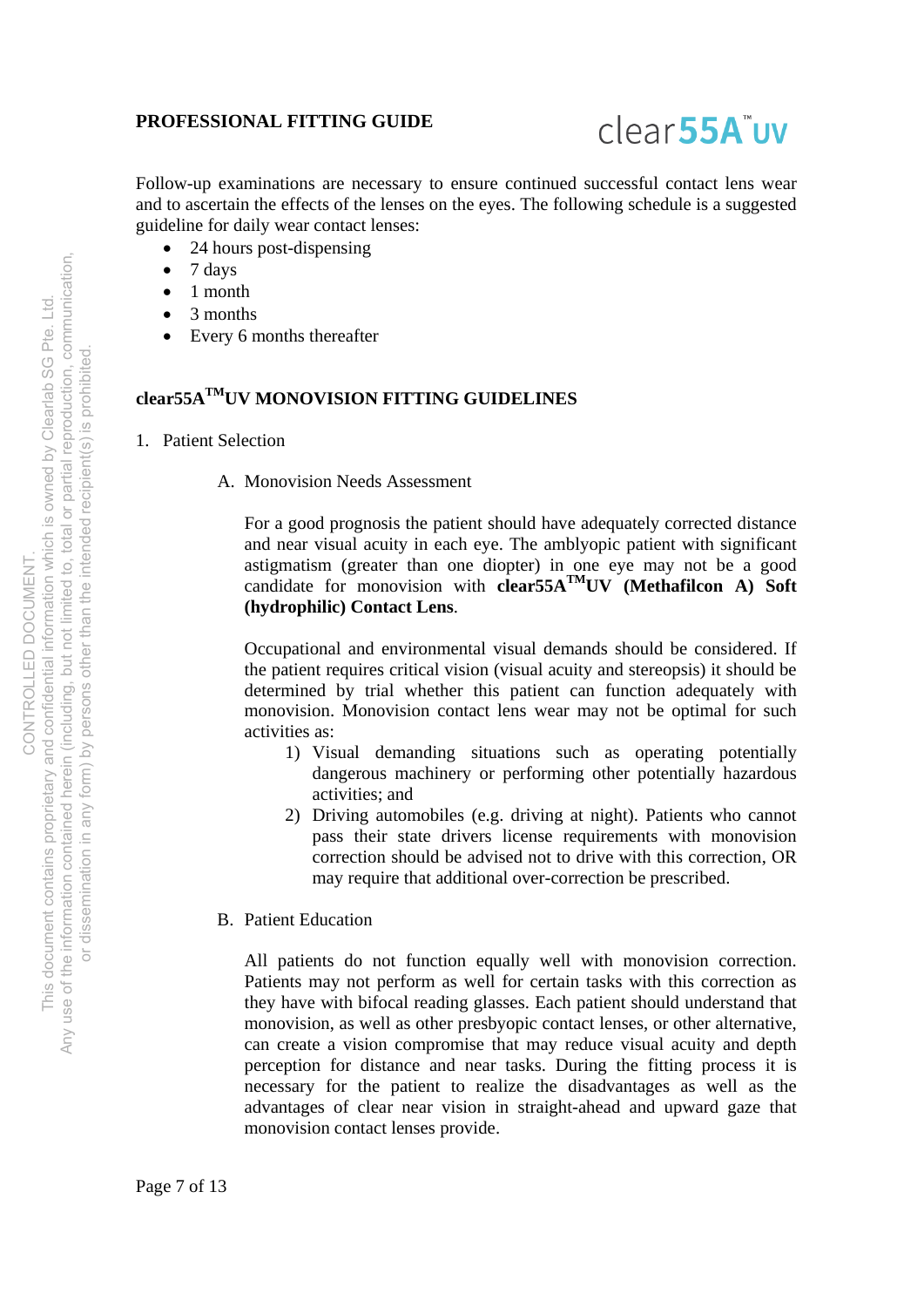Follow-up examinations are necessary to ensure continued successful contact lens wear and to ascertain the effects of the lenses on the eyes. The following schedule is a suggested guideline for daily wear contact lenses:

- 24 hours post-dispensing
- 7 days
- 1 month
- 3 months
- Every 6 months thereafter

## clear55A™UV MONOVISION FITTING GUIDELINES

1. Patient Selection

   A. Monovision Needs Assessment

   For a good prognosis the patient should have adequately corrected distance and near visual acuity in each eye. The amblyopic patient with significant astigmatism (greater than one diopter) in one eye may not be a good candidate for monovision with **clear55A™UV (Methafilcon A) Soft (hydrophilic) Contact Lens**.

   Occupational and environmental visual demands should be considered. If the patient requires critical vision (visual acuity and stereopsis) it should be determined by trial whether this patient can function adequately with monovision. Monovision contact lens wear may not be optimal for such activities as:

   1) Visual demanding situations such as operating potentially dangerous machinery or performing other potentially hazardous activities; and
   2) Driving automobiles (e.g. driving at night). Patients who cannot pass their state drivers license requirements with monovision correction should be advised not to drive with this correction, OR may require that additional over-correction be prescribed.

   B. Patient Education

   All patients do not function equally well with monovision correction. Patients may not perform as well for certain tasks with this correction as they have with bifocal reading glasses. Each patient should understand that monovision, as well as other presbyopic contact lenses, or other alternative, can create a vision compromise that may reduce visual acuity and depth perception for distance and near tasks. During the fitting process it is necessary for the patient to realize the disadvantages as well as the advantages of clear near vision in straight-ahead and upward gaze that monovision contact lenses provide.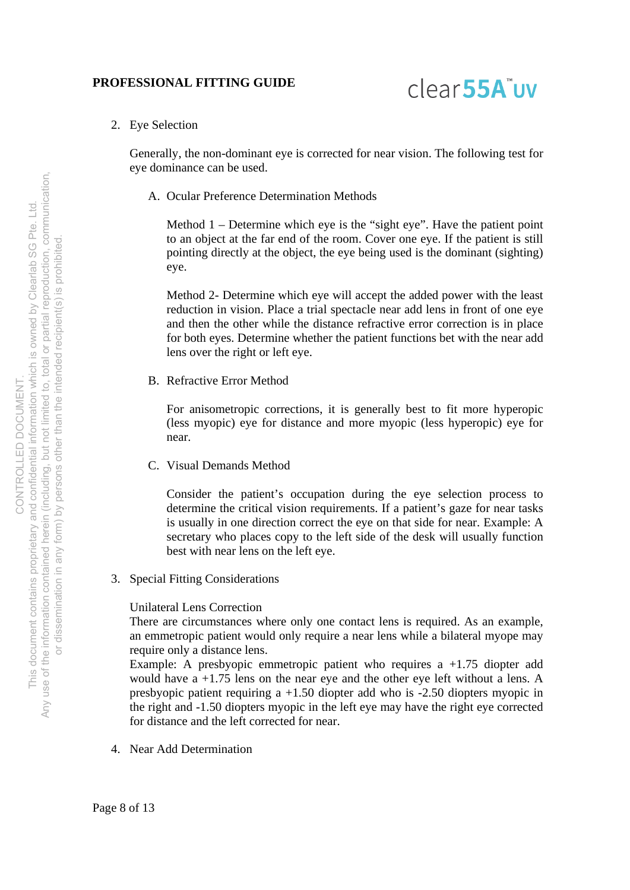2. Eye Selection

   Generally, the non-dominant eye is corrected for near vision. The following test for eye dominance can be used.

   A. Ocular Preference Determination Methods

      Method 1 – Determine which eye is the "sight eye". Have the patient point to an object at the far end of the room. Cover one eye. If the patient is still pointing directly at the object, the eye being used is the dominant (sighting) eye.

      Method 2- Determine which eye will accept the added power with the least reduction in vision. Place a trial spectacle near add lens in front of one eye and then the other while the distance refractive error correction is in place for both eyes. Determine whether the patient functions bet with the near add lens over the right or left eye.

   B. Refractive Error Method

      For anisometropic corrections, it is generally best to fit more hyperopic (less myopic) eye for distance and more myopic (less hyperopic) eye for near.

   C. Visual Demands Method

      Consider the patient's occupation during the eye selection process to determine the critical vision requirements. If a patient's gaze for near tasks is usually in one direction correct the eye on that side for near. Example: A secretary who places copy to the left side of the desk will usually function best with near lens on the left eye.

3. Special Fitting Considerations

   Unilateral Lens Correction
   There are circumstances where only one contact lens is required. As an example, an emmetropic patient would only require a near lens while a bilateral myope may require only a distance lens.
   Example: A presbyopic emmetropic patient who requires a +1.75 diopter add would have a +1.75 lens on the near eye and the other eye left without a lens. A presbyopic patient requiring a +1.50 diopter add who is -2.50 diopters myopic in the right and -1.50 diopters myopic in the left eye may have the right eye corrected for distance and the left corrected for near.

4. Near Add Determination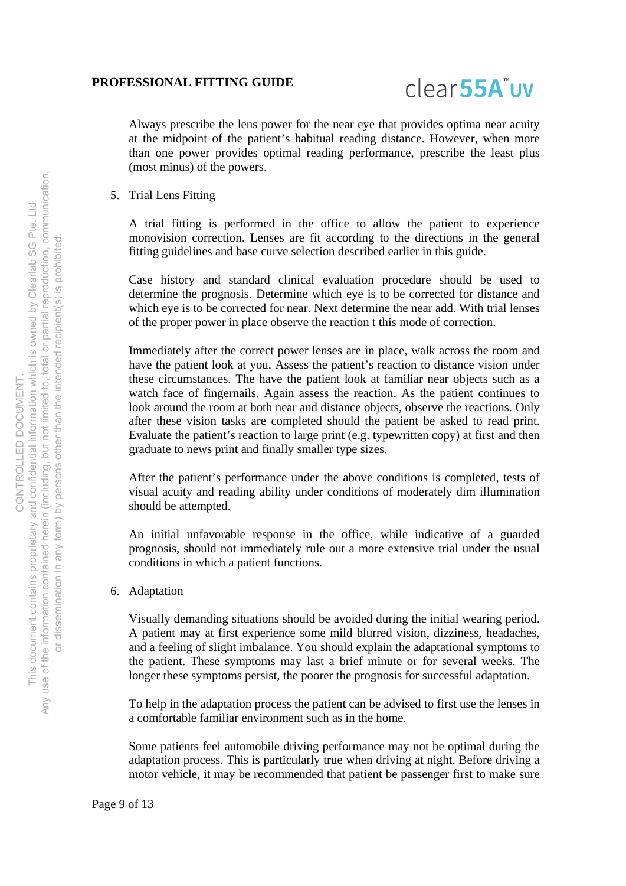Always prescribe the lens power for the near eye that provides optima near acuity at the midpoint of the patient's habitual reading distance. However, when more than one power provides optimal reading performance, prescribe the least plus (most minus) of the powers.

5. Trial Lens Fitting

   A trial fitting is performed in the office to allow the patient to experience monovision correction. Lenses are fit according to the directions in the general fitting guidelines and base curve selection described earlier in this guide.

   Case history and standard clinical evaluation procedure should be used to determine the prognosis. Determine which eye is to be corrected for distance and which eye is to be corrected for near. Next determine the near add. With trial lenses of the proper power in place observe the reaction t this mode of correction.

   Immediately after the correct power lenses are in place, walk across the room and have the patient look at you. Assess the patient's reaction to distance vision under these circumstances. The have the patient look at familiar near objects such as a watch face of fingernails. Again assess the reaction. As the patient continues to look around the room at both near and distance objects, observe the reactions. Only after these vision tasks are completed should the patient be asked to read print. Evaluate the patient's reaction to large print (e.g. typewritten copy) at first and then graduate to news print and finally smaller type sizes.

   After the patient's performance under the above conditions is completed, tests of visual acuity and reading ability under conditions of moderately dim illumination should be attempted.

   An initial unfavorable response in the office, while indicative of a guarded prognosis, should not immediately rule out a more extensive trial under the usual conditions in which a patient functions.

6. Adaptation

   Visually demanding situations should be avoided during the initial wearing period. A patient may at first experience some mild blurred vision, dizziness, headaches, and a feeling of slight imbalance. You should explain the adaptational symptoms to the patient. These symptoms may last a brief minute or for several weeks. The longer these symptoms persist, the poorer the prognosis for successful adaptation.

   To help in the adaptation process the patient can be advised to first use the lenses in a comfortable familiar environment such as in the home.

   Some patients feel automobile driving performance may not be optimal during the adaptation process. This is particularly true when driving at night. Before driving a motor vehicle, it may be recommended that patient be passenger first to make sure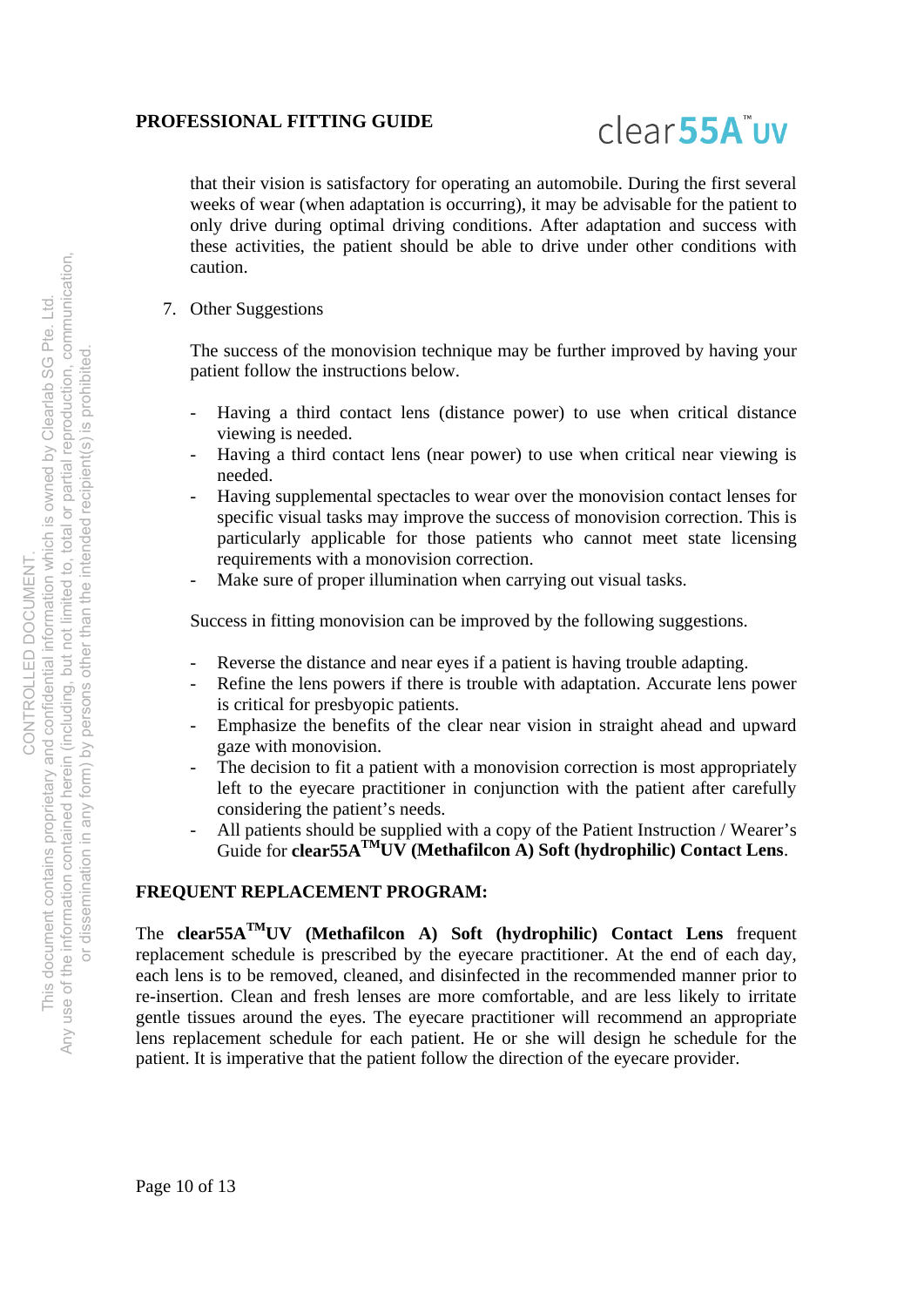that their vision is satisfactory for operating an automobile. During the first several weeks of wear (when adaptation is occurring), it may be advisable for the patient to only drive during optimal driving conditions. After adaptation and success with these activities, the patient should be able to drive under other conditions with caution.

7. Other Suggestions

   The success of the monovision technique may be further improved by having your patient follow the instructions below.

   - Having a third contact lens (distance power) to use when critical distance viewing is needed.
   - Having a third contact lens (near power) to use when critical near viewing is needed.
   - Having supplemental spectacles to wear over the monovision contact lenses for specific visual tasks may improve the success of monovision correction. This is particularly applicable for those patients who cannot meet state licensing requirements with a monovision correction.
   - Make sure of proper illumination when carrying out visual tasks.

   Success in fitting monovision can be improved by the following suggestions.

   - Reverse the distance and near eyes if a patient is having trouble adapting.
   - Refine the lens powers if there is trouble with adaptation. Accurate lens power is critical for presbyopic patients.
   - Emphasize the benefits of the clear near vision in straight ahead and upward gaze with monovision.
   - The decision to fit a patient with a monovision correction is most appropriately left to the eyecare practitioner in conjunction with the patient after carefully considering the patient's needs.
   - All patients should be supplied with a copy of the Patient Instruction / Wearer's Guide for **clear55A™UV (Methafilcon A) Soft (hydrophilic) Contact Lens**.

## FREQUENT REPLACEMENT PROGRAM:

The **clear55A™UV (Methafilcon A) Soft (hydrophilic) Contact Lens** frequent replacement schedule is prescribed by the eyecare practitioner. At the end of each day, each lens is to be removed, cleaned, and disinfected in the recommended manner prior to re-insertion. Clean and fresh lenses are more comfortable, and are less likely to irritate gentle tissues around the eyes. The eyecare practitioner will recommend an appropriate lens replacement schedule for each patient. He or she will design he schedule for the patient. It is imperative that the patient follow the direction of the eyecare provider.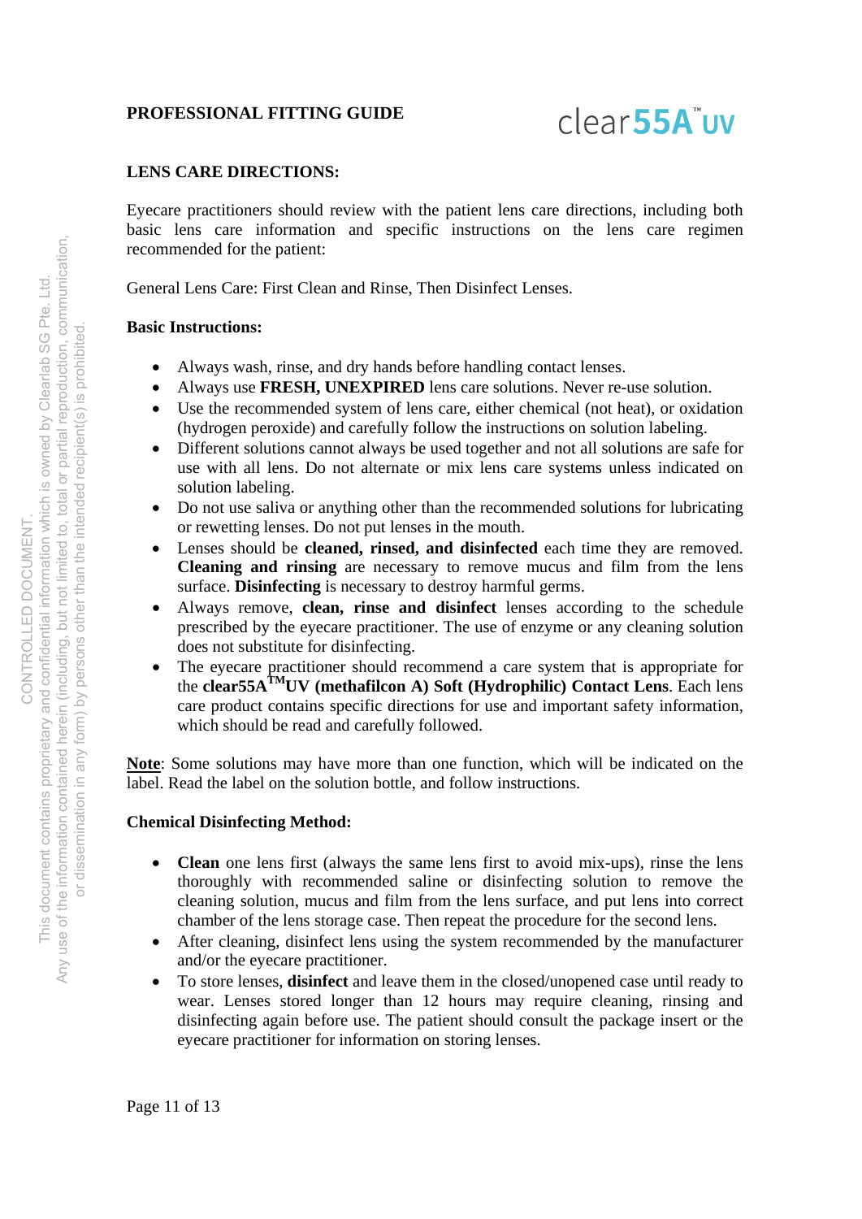**LENS CARE DIRECTIONS:**

Eyecare practitioners should review with the patient lens care directions, including both basic lens care information and specific instructions on the lens care regimen recommended for the patient:

General Lens Care: First Clean and Rinse, Then Disinfect Lenses.

**Basic Instructions:**

- Always wash, rinse, and dry hands before handling contact lenses.
- Always use **FRESH, UNEXPIRED** lens care solutions. Never re-use solution.
- Use the recommended system of lens care, either chemical (not heat), or oxidation (hydrogen peroxide) and carefully follow the instructions on solution labeling.
- Different solutions cannot always be used together and not all solutions are safe for use with all lens. Do not alternate or mix lens care systems unless indicated on solution labeling.
- Do not use saliva or anything other than the recommended solutions for lubricating or rewetting lenses. Do not put lenses in the mouth.
- Lenses should be **cleaned, rinsed, and disinfected** each time they are removed. **Cleaning and rinsing** are necessary to remove mucus and film from the lens surface. **Disinfecting** is necessary to destroy harmful germs.
- Always remove, **clean, rinse and disinfect** lenses according to the schedule prescribed by the eyecare practitioner. The use of enzyme or any cleaning solution does not substitute for disinfecting.
- The eyecare practitioner should recommend a care system that is appropriate for the **clear55A™UV (methafilcon A) Soft (Hydrophilic) Contact Lens**. Each lens care product contains specific directions for use and important safety information, which should be read and carefully followed.

**Note**: Some solutions may have more than one function, which will be indicated on the label. Read the label on the solution bottle, and follow instructions.

**Chemical Disinfecting Method:**

- **Clean** one lens first (always the same lens first to avoid mix-ups), rinse the lens thoroughly with recommended saline or disinfecting solution to remove the cleaning solution, mucus and film from the lens surface, and put lens into correct chamber of the lens storage case. Then repeat the procedure for the second lens.
- After cleaning, disinfect lens using the system recommended by the manufacturer and/or the eyecare practitioner.
- To store lenses, **disinfect** and leave them in the closed/unopened case until ready to wear. Lenses stored longer than 12 hours may require cleaning, rinsing and disinfecting again before use. The patient should consult the package insert or the eyecare practitioner for information on storing lenses.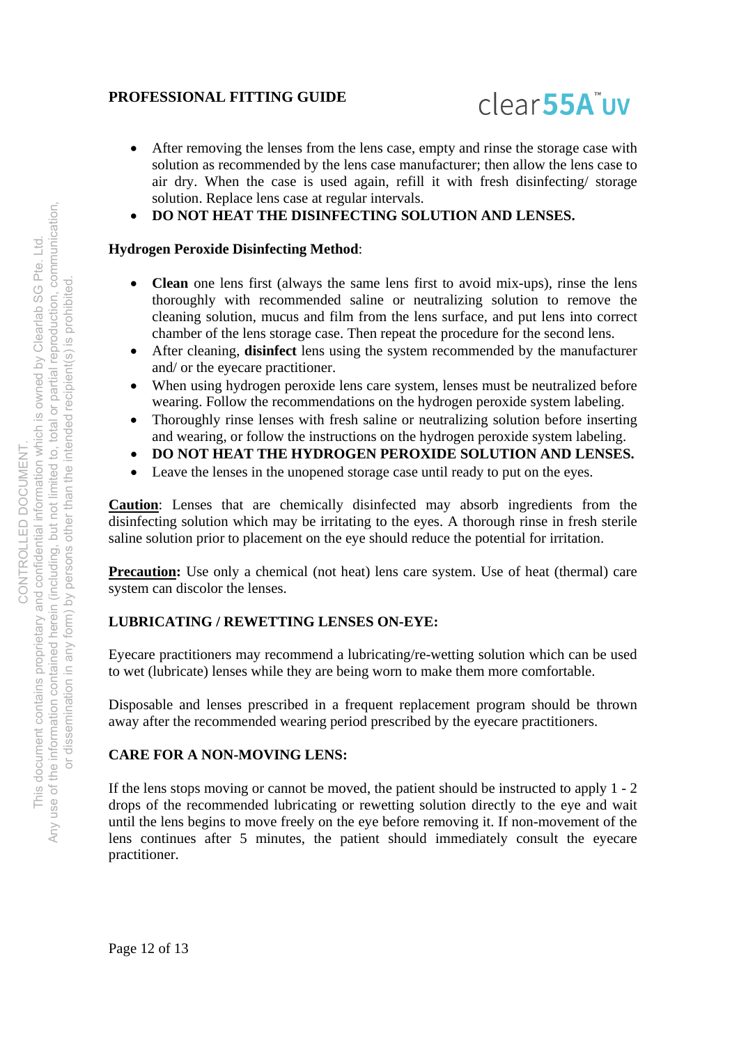- After removing the lenses from the lens case, empty and rinse the storage case with solution as recommended by the lens case manufacturer; then allow the lens case to air dry. When the case is used again, refill it with fresh disinfecting/ storage solution. Replace lens case at regular intervals.
- **DO NOT HEAT THE DISINFECTING SOLUTION AND LENSES.**

**Hydrogen Peroxide Disinfecting Method**:

- **Clean** one lens first (always the same lens first to avoid mix-ups), rinse the lens thoroughly with recommended saline or neutralizing solution to remove the cleaning solution, mucus and film from the lens surface, and put lens into correct chamber of the lens storage case. Then repeat the procedure for the second lens.
- After cleaning, **disinfect** lens using the system recommended by the manufacturer and/ or the eyecare practitioner.
- When using hydrogen peroxide lens care system, lenses must be neutralized before wearing. Follow the recommendations on the hydrogen peroxide system labeling.
- Thoroughly rinse lenses with fresh saline or neutralizing solution before inserting and wearing, or follow the instructions on the hydrogen peroxide system labeling.
- **DO NOT HEAT THE HYDROGEN PEROXIDE SOLUTION AND LENSES.**
- Leave the lenses in the unopened storage case until ready to put on the eyes.

**Caution**: Lenses that are chemically disinfected may absorb ingredients from the disinfecting solution which may be irritating to the eyes. A thorough rinse in fresh sterile saline solution prior to placement on the eye should reduce the potential for irritation.

**Precaution:** Use only a chemical (not heat) lens care system. Use of heat (thermal) care system can discolor the lenses.

**LUBRICATING / REWETTING LENSES ON-EYE:**

Eyecare practitioners may recommend a lubricating/re-wetting solution which can be used to wet (lubricate) lenses while they are being worn to make them more comfortable.

Disposable and lenses prescribed in a frequent replacement program should be thrown away after the recommended wearing period prescribed by the eyecare practitioners.

**CARE FOR A NON-MOVING LENS:**

If the lens stops moving or cannot be moved, the patient should be instructed to apply 1 - 2 drops of the recommended lubricating or rewetting solution directly to the eye and wait until the lens begins to move freely on the eye before removing it. If non-movement of the lens continues after 5 minutes, the patient should immediately consult the eyecare practitioner.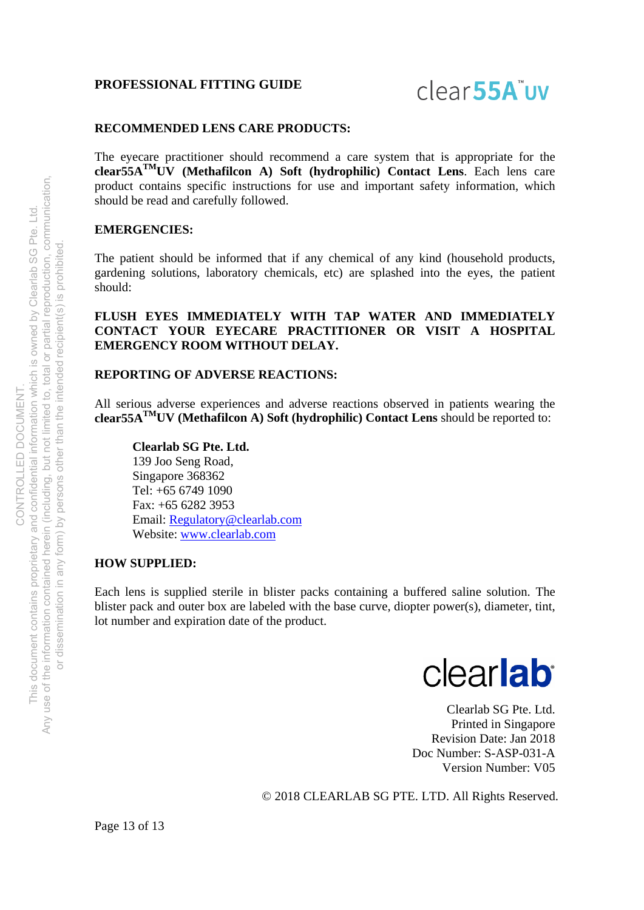# PROFESSIONAL FITTING GUIDE

## RECOMMENDED LENS CARE PRODUCTS:

The eyecare practitioner should recommend a care system that is appropriate for the **clear55A™UV (Methafilcon A) Soft (hydrophilic) Contact Lens**. Each lens care product contains specific instructions for use and important safety information, which should be read and carefully followed.

## EMERGENCIES:

The patient should be informed that if any chemical of any kind (household products, gardening solutions, laboratory chemicals, etc) are splashed into the eyes, the patient should:

**FLUSH EYES IMMEDIATELY WITH TAP WATER AND IMMEDIATELY CONTACT YOUR EYECARE PRACTITIONER OR VISIT A HOSPITAL EMERGENCY ROOM WITHOUT DELAY.**

## REPORTING OF ADVERSE REACTIONS:

All serious adverse experiences and adverse reactions observed in patients wearing the **clear55A™UV (Methafilcon A) Soft (hydrophilic) Contact Lens** should be reported to:

**Clearlab SG Pte. Ltd.**
139 Joo Seng Road,
Singapore 368362
Tel: +65 6749 1090
Fax: +65 6282 3953
Email: Regulatory@clearlab.com
Website: www.clearlab.com

## HOW SUPPLIED:

Each lens is supplied sterile in blister packs containing a buffered saline solution. The blister pack and outer box are labeled with the base curve, diopter power(s), diameter, tint, lot number and expiration date of the product.

clearlab

Clearlab SG Pte. Ltd.
Printed in Singapore
Revision Date: Jan 2018
Doc Number: S-ASP-031-A
Version Number: V05

© 2018 CLEARLAB SG PTE. LTD. All Rights Reserved.